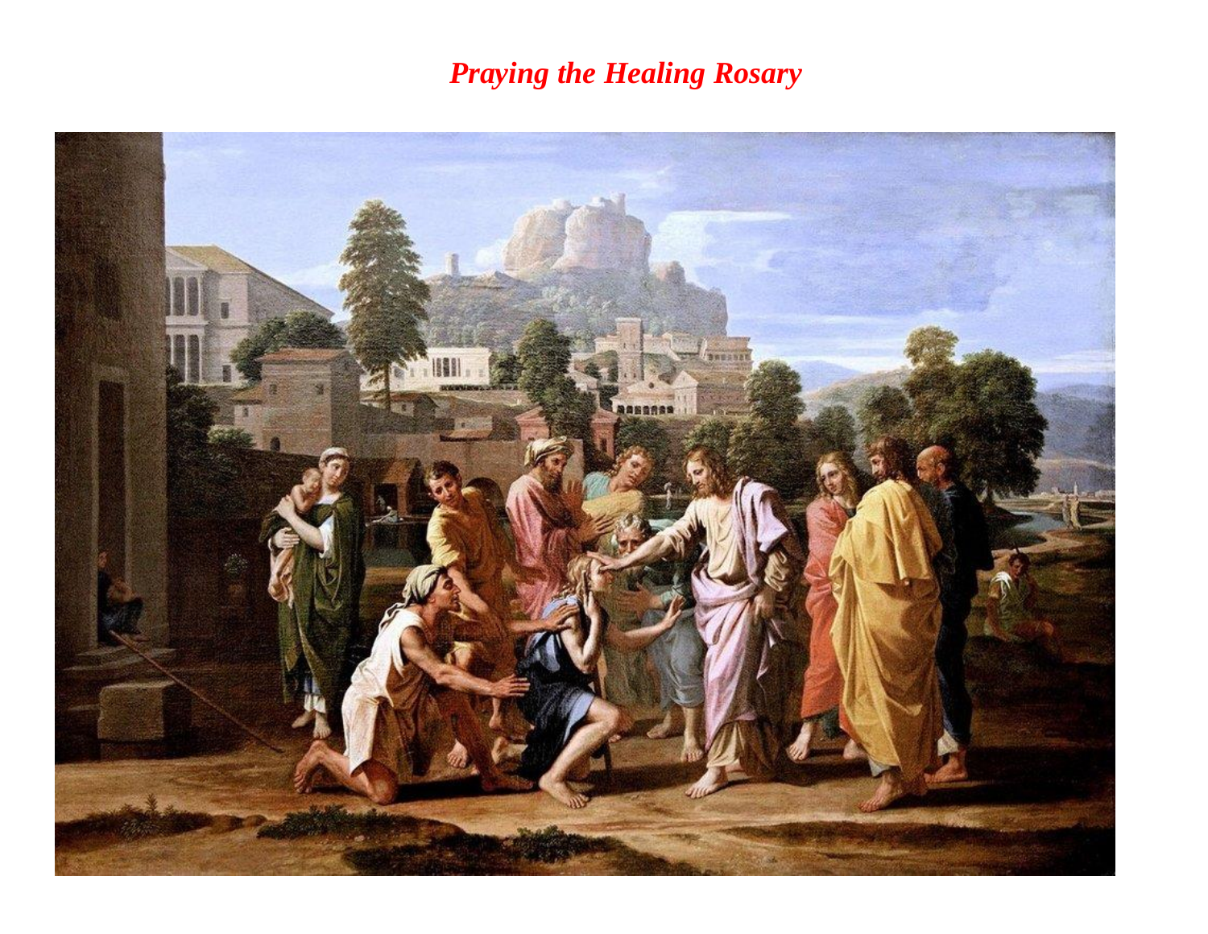# *Praying the Healing Rosary*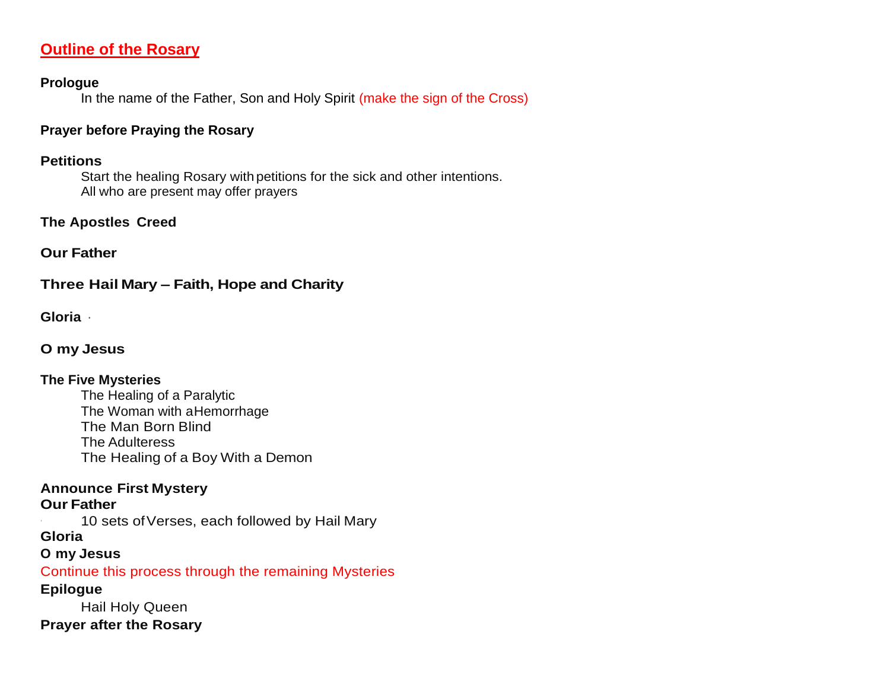# Outline of the Rosary

**Prologue**

In the name of the Father, Son and Holy Spirit (make the sign of the Cross)

**Prayer before Praying the Rosary**

**Petitions**

Start the healing Rosary with petitions for the sick and other intentions.
All who are present may offer prayers

**The Apostles Creed**

**Our Father**

**Three Hail Mary – Faith, Hope and Charity**

**Gloria**

**O my Jesus**

**The Five Mysteries**

The Healing of a Paralytic
The Woman with a Hemorrhage
The Man Born Blind
The Adulteress
The Healing of a Boy With a Demon

**Announce First Mystery**
**Our Father**

10 sets of Verses, each followed by Hail Mary

**Gloria**
**O my Jesus**

Continue this process through the remaining Mysteries

**Epilogue**

Hail Holy Queen

**Prayer after the Rosary**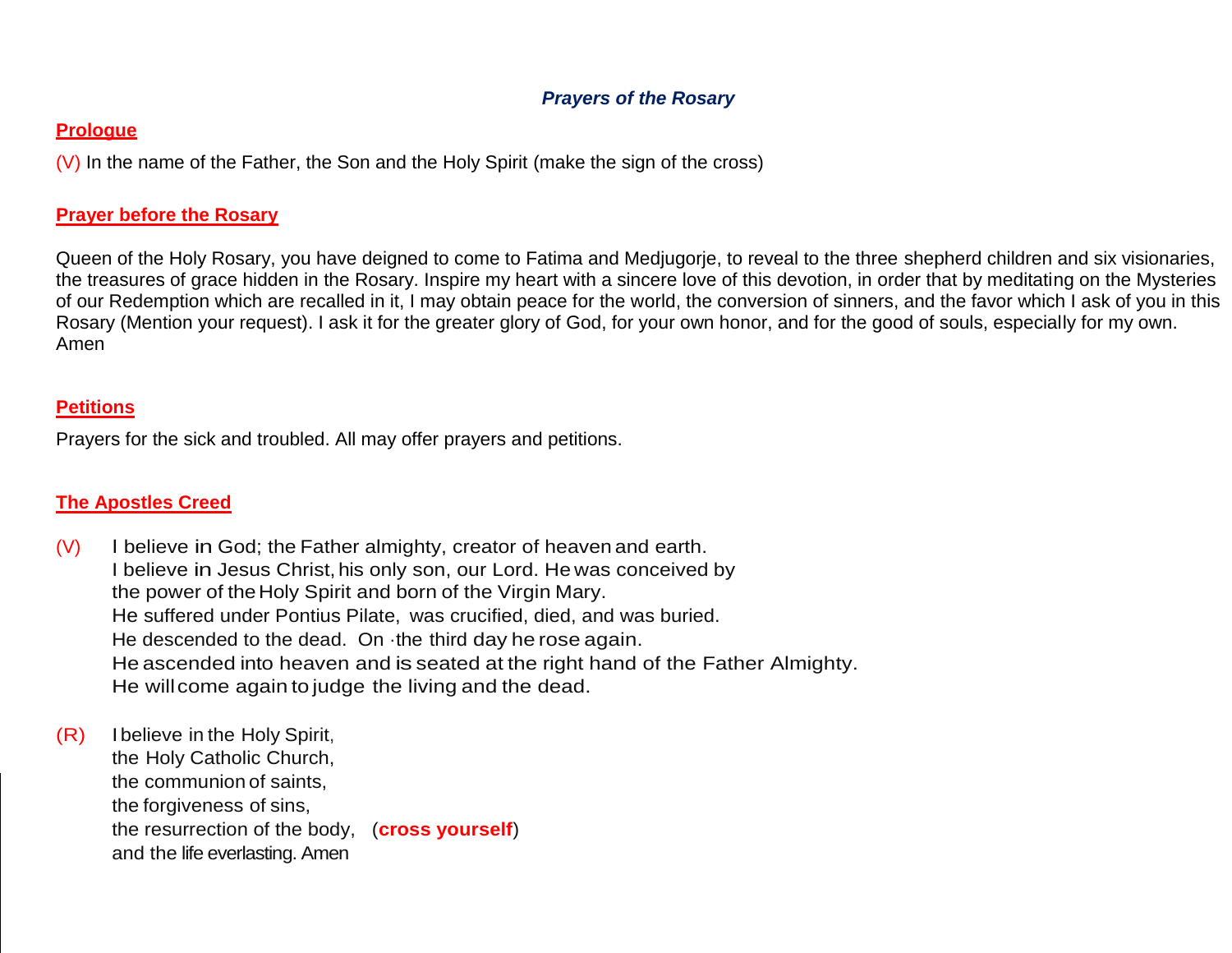### *Prayers of the Rosary*

**Prologue**

(V) In the name of the Father, the Son and the Holy Spirit (make the sign of the cross)

**Prayer before the Rosary**

Queen of the Holy Rosary, you have deigned to come to Fatima and Medjugorje, to reveal to the three shepherd children and six visionaries, the treasures of grace hidden in the Rosary. Inspire my heart with a sincere love of this devotion, in order that by meditating on the Mysteries of our Redemption which are recalled in it, I may obtain peace for the world, the conversion of sinners, and the favor which I ask of you in this Rosary (Mention your request). I ask it for the greater glory of God, for your own honor, and for the good of souls, especially for my own. Amen

**Petitions**

Prayers for the sick and troubled. All may offer prayers and petitions.

**The Apostles Creed**

(V) I believe in God; the Father almighty, creator of heaven and earth.
I believe in Jesus Christ, his only son, our Lord. He was conceived by the power of the Holy Spirit and born of the Virgin Mary.
He suffered under Pontius Pilate, was crucified, died, and was buried.
He descended to the dead. On ·the third day he rose again.
He ascended into heaven and is seated at the right hand of the Father Almighty.
He will come again to judge the living and the dead.

(R) I believe in the Holy Spirit,
the Holy Catholic Church,
the communion of saints,
the forgiveness of sins,
the resurrection of the body, (**cross yourself**)
and the life everlasting. Amen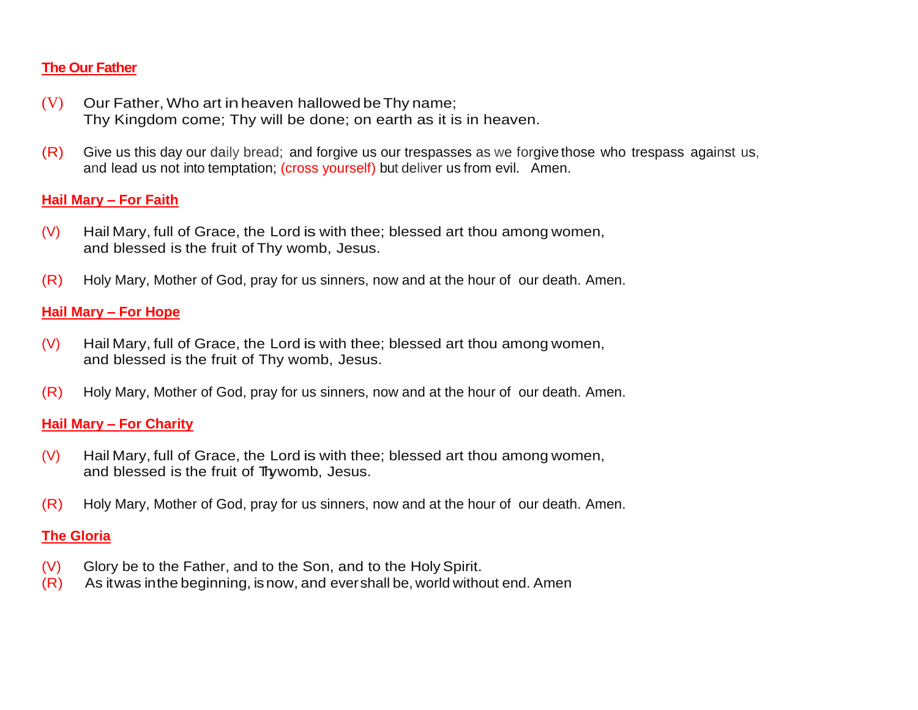**The Our Father**

(V) Our Father, Who art in heaven hallowed be Thy name;
Thy Kingdom come; Thy will be done; on earth as it is in heaven.

(R) Give us this day our daily bread; and forgive us our trespasses as we forgive those who trespass against us, and lead us not into temptation; (cross yourself) but deliver us from evil. Amen.

**Hail Mary – For Faith**

(V) Hail Mary, full of Grace, the Lord is with thee; blessed art thou among women,
and blessed is the fruit of Thy womb, Jesus.

(R) Holy Mary, Mother of God, pray for us sinners, now and at the hour of our death. Amen.

**Hail Mary – For Hope**

(V) Hail Mary, full of Grace, the Lord is with thee; blessed art thou among women,
and blessed is the fruit of Thy womb, Jesus.

(R) Holy Mary, Mother of God, pray for us sinners, now and at the hour of our death. Amen.

**Hail Mary – For Charity**

(V) Hail Mary, full of Grace, the Lord is with thee; blessed art thou among women,
and blessed is the fruit of Thy womb, Jesus.

(R) Holy Mary, Mother of God, pray for us sinners, now and at the hour of our death. Amen.

**The Gloria**

(V) Glory be to the Father, and to the Son, and to the Holy Spirit.
(R) As it was in the beginning, is now, and ever shall be, world without end. Amen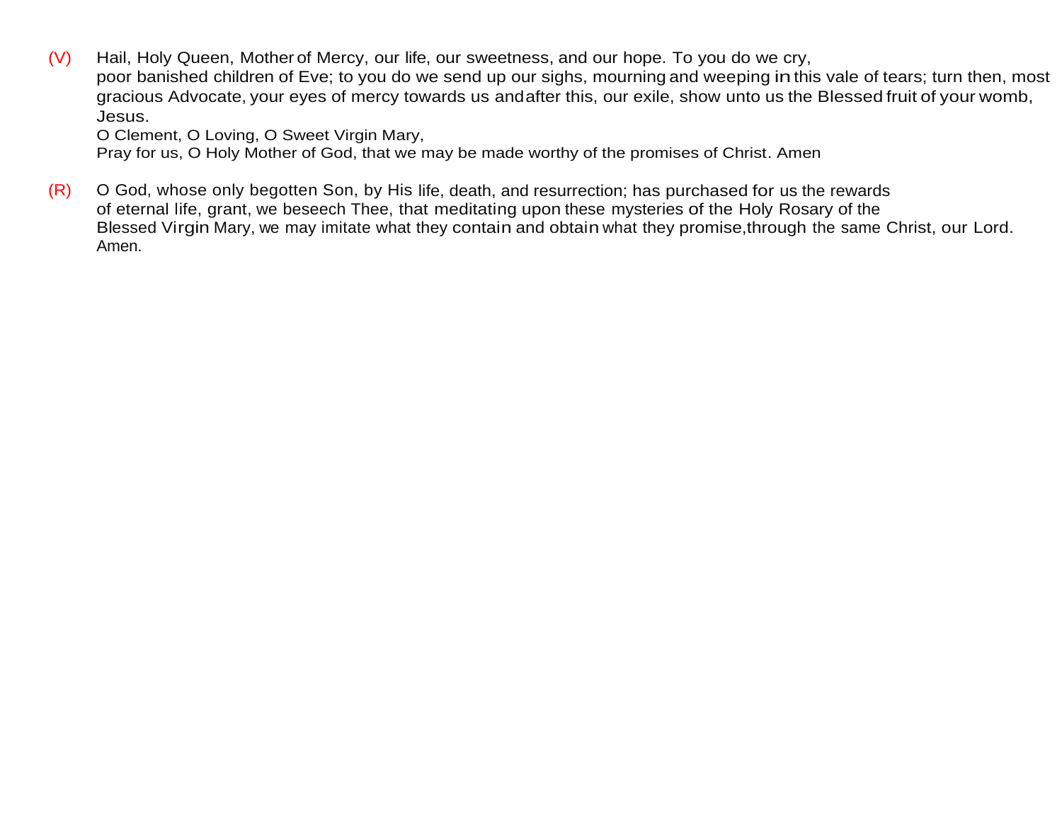(V) Hail, Holy Queen, Mother of Mercy, our life, our sweetness, and our hope. To you do we cry, poor banished children of Eve; to you do we send up our sighs, mourning and weeping in this vale of tears; turn then, most gracious Advocate, your eyes of mercy towards us andafter this, our exile, show unto us the Blessed fruit of your womb, Jesus.
O Clement, O Loving, O Sweet Virgin Mary,
Pray for us, O Holy Mother of God, that we may be made worthy of the promises of Christ. Amen

(R) O God, whose only begotten Son, by His life, death, and resurrection; has purchased for us the rewards of eternal life, grant, we beseech Thee, that meditating upon these mysteries of the Holy Rosary of the Blessed Virgin Mary, we may imitate what they contain and obtain what they promise,through the same Christ, our Lord. Amen.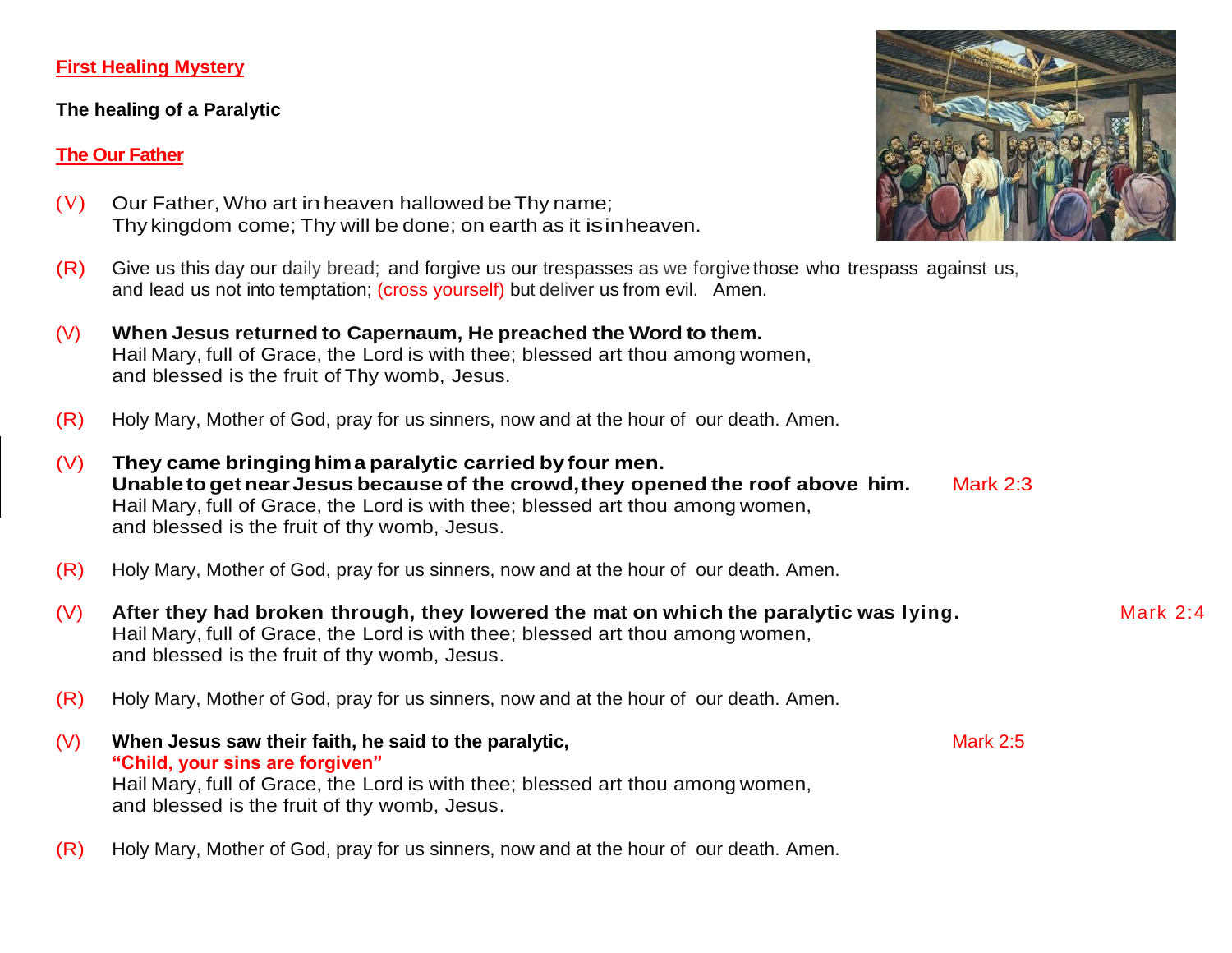## First Healing Mystery

**The healing of a Paralytic**

### The Our Father

(V) Our Father, Who art in heaven hallowed be Thy name;
Thy kingdom come; Thy will be done; on earth as it is in heaven.

(R) Give us this day our daily bread; and forgive us our trespasses as we forgive those who trespass against us, and lead us not into temptation; (cross yourself) but deliver us from evil. Amen.

(V) **When Jesus returned to Capernaum, He preached the Word to them.**
Hail Mary, full of Grace, the Lord is with thee; blessed art thou among women,
and blessed is the fruit of Thy womb, Jesus.

(R) Holy Mary, Mother of God, pray for us sinners, now and at the hour of our death. Amen.

(V) **They came bringing him a paralytic carried by four men.**
**Unable to get near Jesus because of the crowd, they opened the roof above him.** Mark 2:3
Hail Mary, full of Grace, the Lord is with thee; blessed art thou among women,
and blessed is the fruit of thy womb, Jesus.

(R) Holy Mary, Mother of God, pray for us sinners, now and at the hour of our death. Amen.

(V) **After they had broken through, they lowered the mat on which the paralytic was lying.** Mark 2:4
Hail Mary, full of Grace, the Lord is with thee; blessed art thou among women,
and blessed is the fruit of thy womb, Jesus.

(R) Holy Mary, Mother of God, pray for us sinners, now and at the hour of our death. Amen.

(V) **When Jesus saw their faith, he said to the paralytic,** Mark 2:5
**"Child, your sins are forgiven"**
Hail Mary, full of Grace, the Lord is with thee; blessed art thou among women,
and blessed is the fruit of thy womb, Jesus.

(R) Holy Mary, Mother of God, pray for us sinners, now and at the hour of our death. Amen.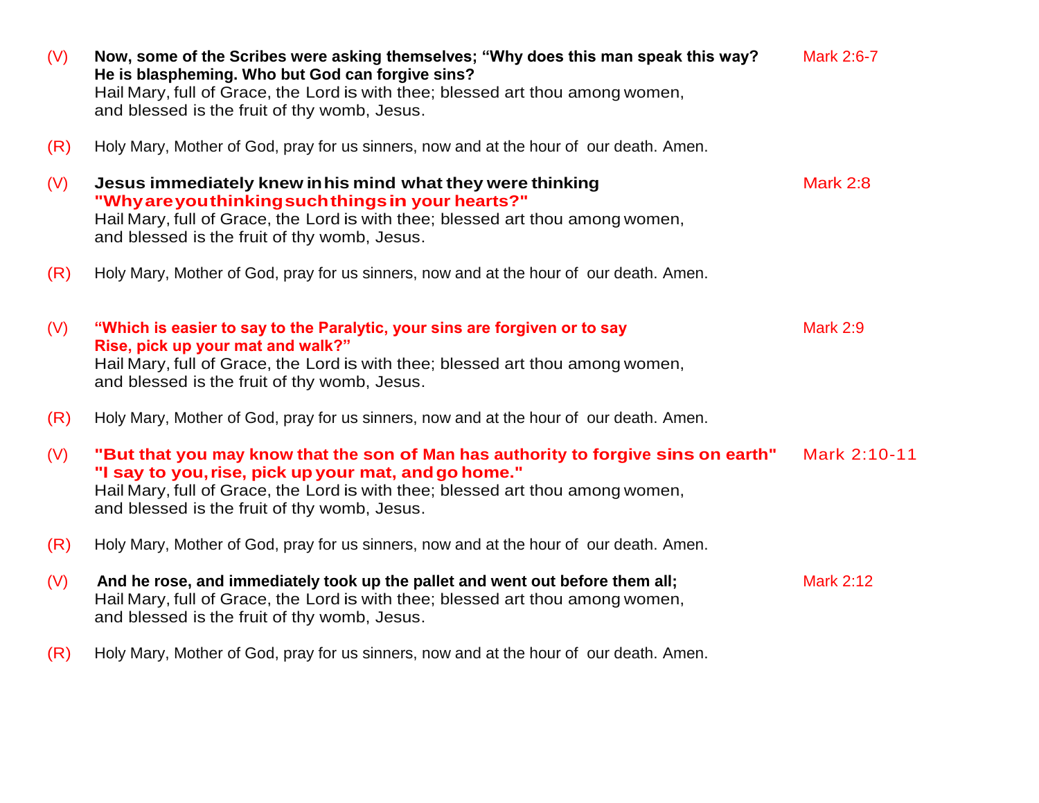(V) **Now, some of the Scribes were asking themselves; "Why does this man speak this way? He is blaspheming. Who but God can forgive sins?** — Mark 2:6-7
Hail Mary, full of Grace, the Lord is with thee; blessed art thou among women,
and blessed is the fruit of thy womb, Jesus.

(R) Holy Mary, Mother of God, pray for us sinners, now and at the hour of our death. Amen.

(V) **Jesus immediately knew in his mind what they were thinking** — Mark 2:8
**"Why are you thinking such things in your hearts?"**
Hail Mary, full of Grace, the Lord is with thee; blessed art thou among women,
and blessed is the fruit of thy womb, Jesus.

(R) Holy Mary, Mother of God, pray for us sinners, now and at the hour of our death. Amen.

(V) **"Which is easier to say to the Paralytic, your sins are forgiven or to say Rise, pick up your mat and walk?"** — Mark 2:9
Hail Mary, full of Grace, the Lord is with thee; blessed art thou among women,
and blessed is the fruit of thy womb, Jesus.

(R) Holy Mary, Mother of God, pray for us sinners, now and at the hour of our death. Amen.

(V) **"But that you may know that the son of Man has authority to forgive sins on earth"** — Mark 2:10-11
**"I say to you, rise, pick up your mat, and go home."**
Hail Mary, full of Grace, the Lord is with thee; blessed art thou among women,
and blessed is the fruit of thy womb, Jesus.

(R) Holy Mary, Mother of God, pray for us sinners, now and at the hour of our death. Amen.

(V) **And he rose, and immediately took up the pallet and went out before them all;** — Mark 2:12
Hail Mary, full of Grace, the Lord is with thee; blessed art thou among women,
and blessed is the fruit of thy womb, Jesus.

(R) Holy Mary, Mother of God, pray for us sinners, now and at the hour of our death. Amen.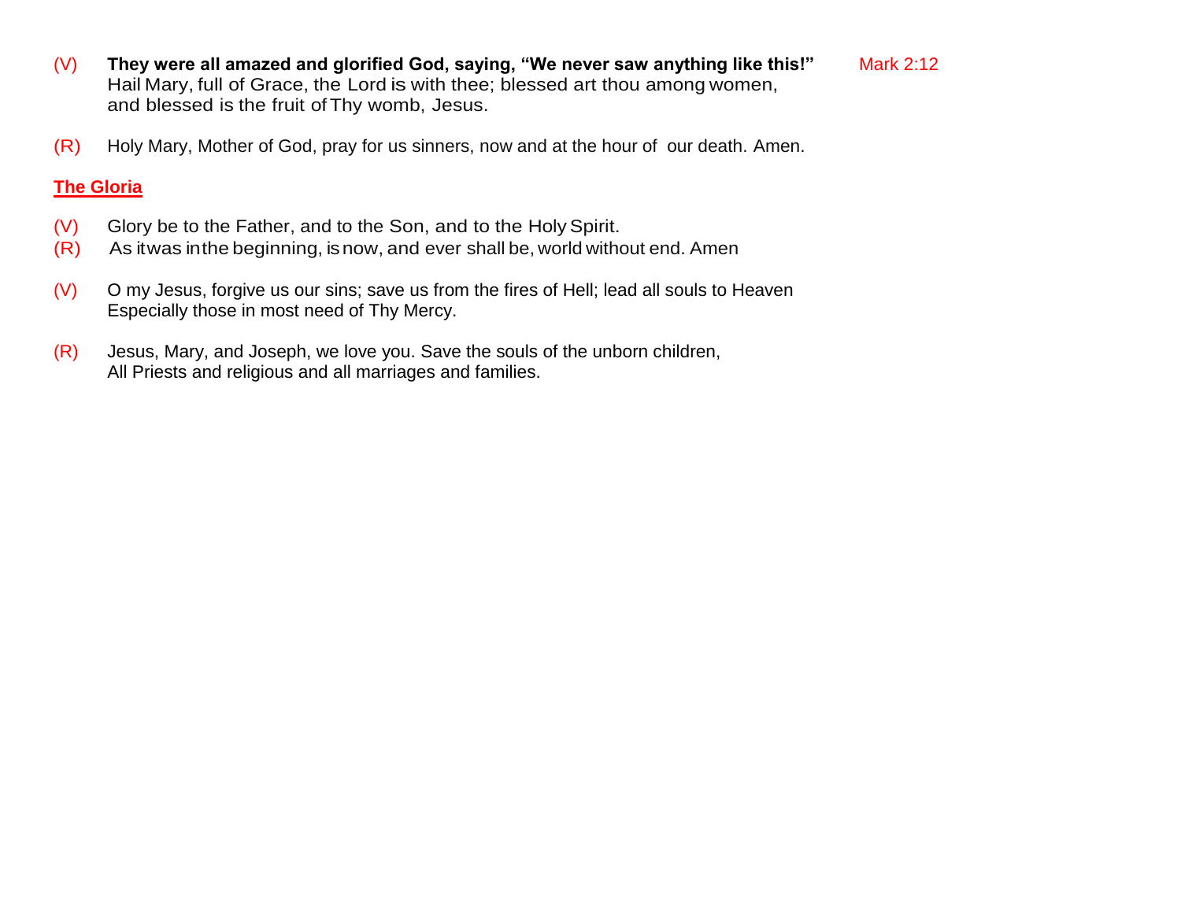(V) **They were all amazed and glorified God, saying, "We never saw anything like this!"** Mark 2:12
Hail Mary, full of Grace, the Lord is with thee; blessed art thou among women, and blessed is the fruit of Thy womb, Jesus.

(R) Holy Mary, Mother of God, pray for us sinners, now and at the hour of our death. Amen.

## The Gloria

(V) Glory be to the Father, and to the Son, and to the Holy Spirit.
(R) As it was in the beginning, is now, and ever shall be, world without end. Amen

(V) O my Jesus, forgive us our sins; save us from the fires of Hell; lead all souls to Heaven Especially those in most need of Thy Mercy.

(R) Jesus, Mary, and Joseph, we love you. Save the souls of the unborn children, All Priests and religious and all marriages and families.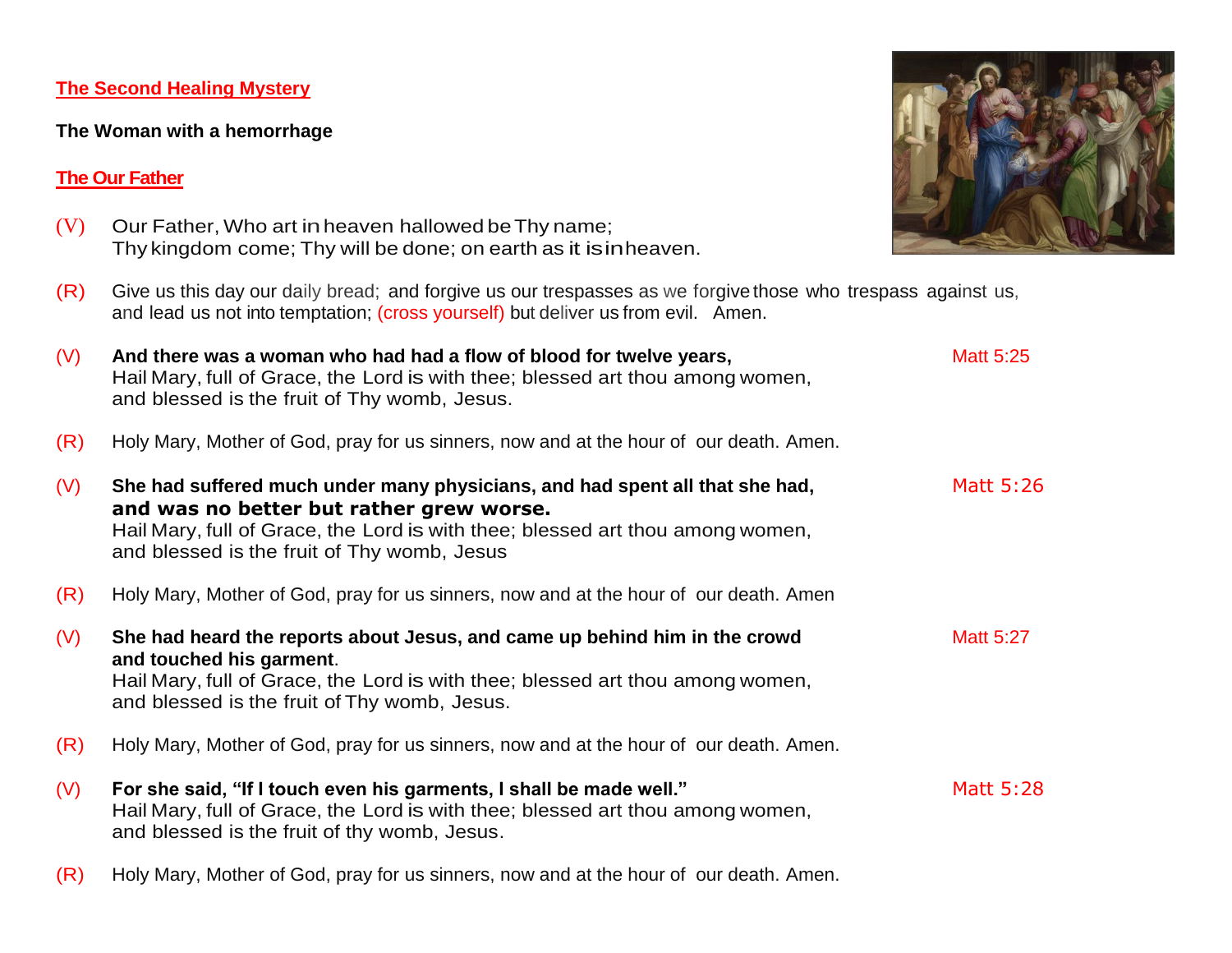## The Second Healing Mystery

**The Woman with a hemorrhage**

### The Our Father

(V) Our Father, Who art in heaven hallowed be Thy name;
Thy kingdom come; Thy will be done; on earth as it is in heaven.

(R) Give us this day our daily bread; and forgive us our trespasses as we forgive those who trespass against us, and lead us not into temptation; (cross yourself) but deliver us from evil. Amen.

(V) **And there was a woman who had had a flow of blood for twelve years,** — Matt 5:25
Hail Mary, full of Grace, the Lord is with thee; blessed art thou among women, and blessed is the fruit of Thy womb, Jesus.

(R) Holy Mary, Mother of God, pray for us sinners, now and at the hour of our death. Amen.

(V) **She had suffered much under many physicians, and had spent all that she had, and was no better but rather grew worse.** — Matt 5:26
Hail Mary, full of Grace, the Lord is with thee; blessed art thou among women, and blessed is the fruit of Thy womb, Jesus

(R) Holy Mary, Mother of God, pray for us sinners, now and at the hour of our death. Amen

(V) **She had heard the reports about Jesus, and came up behind him in the crowd and touched his garment**. — Matt 5:27
Hail Mary, full of Grace, the Lord is with thee; blessed art thou among women, and blessed is the fruit of Thy womb, Jesus.

(R) Holy Mary, Mother of God, pray for us sinners, now and at the hour of our death. Amen.

(V) **For she said, "If I touch even his garments, I shall be made well."** — Matt 5:28
Hail Mary, full of Grace, the Lord is with thee; blessed art thou among women, and blessed is the fruit of thy womb, Jesus.

(R) Holy Mary, Mother of God, pray for us sinners, now and at the hour of our death. Amen.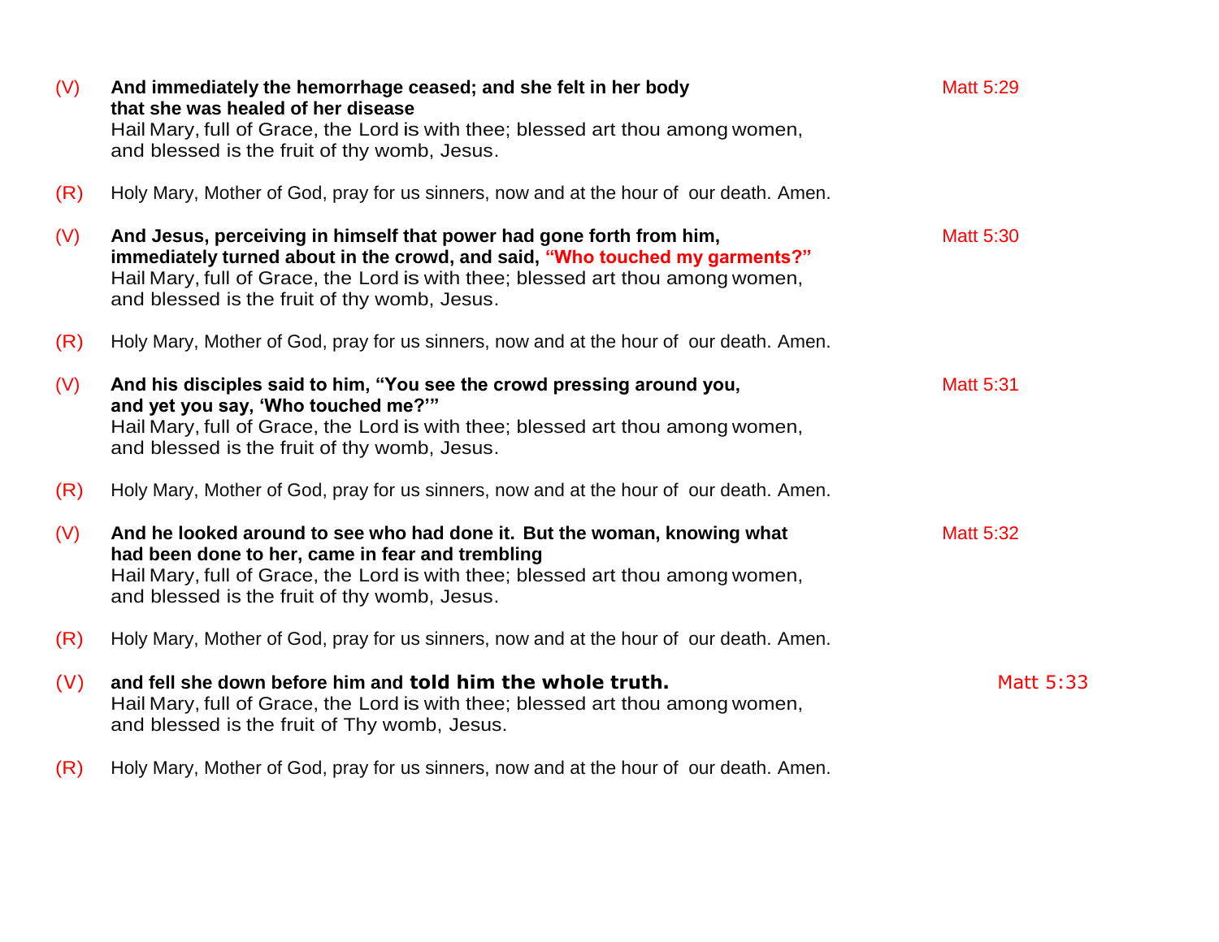(V) **And immediately the hemorrhage ceased; and she felt in her body that she was healed of her disease** Matt 5:29
Hail Mary, full of Grace, the Lord is with thee; blessed art thou among women, and blessed is the fruit of thy womb, Jesus.

(R) Holy Mary, Mother of God, pray for us sinners, now and at the hour of our death. Amen.

(V) **And Jesus, perceiving in himself that power had gone forth from him, immediately turned about in the crowd, and said, "Who touched my garments?"** Matt 5:30
Hail Mary, full of Grace, the Lord is with thee; blessed art thou among women, and blessed is the fruit of thy womb, Jesus.

(R) Holy Mary, Mother of God, pray for us sinners, now and at the hour of our death. Amen.

(V) **And his disciples said to him, "You see the crowd pressing around you, and yet you say, 'Who touched me?'"** Matt 5:31
Hail Mary, full of Grace, the Lord is with thee; blessed art thou among women, and blessed is the fruit of thy womb, Jesus.

(R) Holy Mary, Mother of God, pray for us sinners, now and at the hour of our death. Amen.

(V) **And he looked around to see who had done it. But the woman, knowing what had been done to her, came in fear and trembling** Matt 5:32
Hail Mary, full of Grace, the Lord is with thee; blessed art thou among women, and blessed is the fruit of thy womb, Jesus.

(R) Holy Mary, Mother of God, pray for us sinners, now and at the hour of our death. Amen.

(V) **and fell she down before him and told him the whole truth.** Matt 5:33
Hail Mary, full of Grace, the Lord is with thee; blessed art thou among women, and blessed is the fruit of Thy womb, Jesus.

(R) Holy Mary, Mother of God, pray for us sinners, now and at the hour of our death. Amen.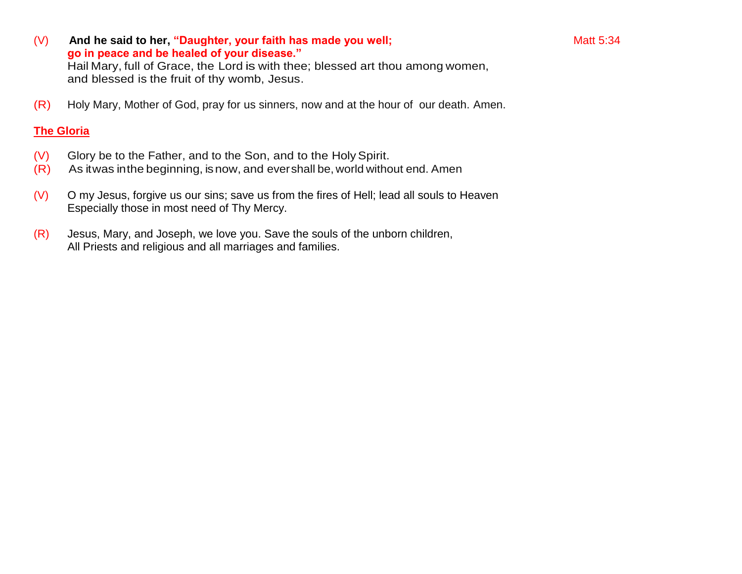(V) **And he said to her, "Daughter, your faith has made you well; go in peace and be healed of your disease."** Matt 5:34
Hail Mary, full of Grace, the Lord is with thee; blessed art thou among women, and blessed is the fruit of thy womb, Jesus.

(R) Holy Mary, Mother of God, pray for us sinners, now and at the hour of our death. Amen.

**The Gloria**

(V) Glory be to the Father, and to the Son, and to the Holy Spirit.
(R) As it was in the beginning, is now, and ever shall be, world without end. Amen

(V) O my Jesus, forgive us our sins; save us from the fires of Hell; lead all souls to Heaven Especially those in most need of Thy Mercy.

(R) Jesus, Mary, and Joseph, we love you. Save the souls of the unborn children, All Priests and religious and all marriages and families.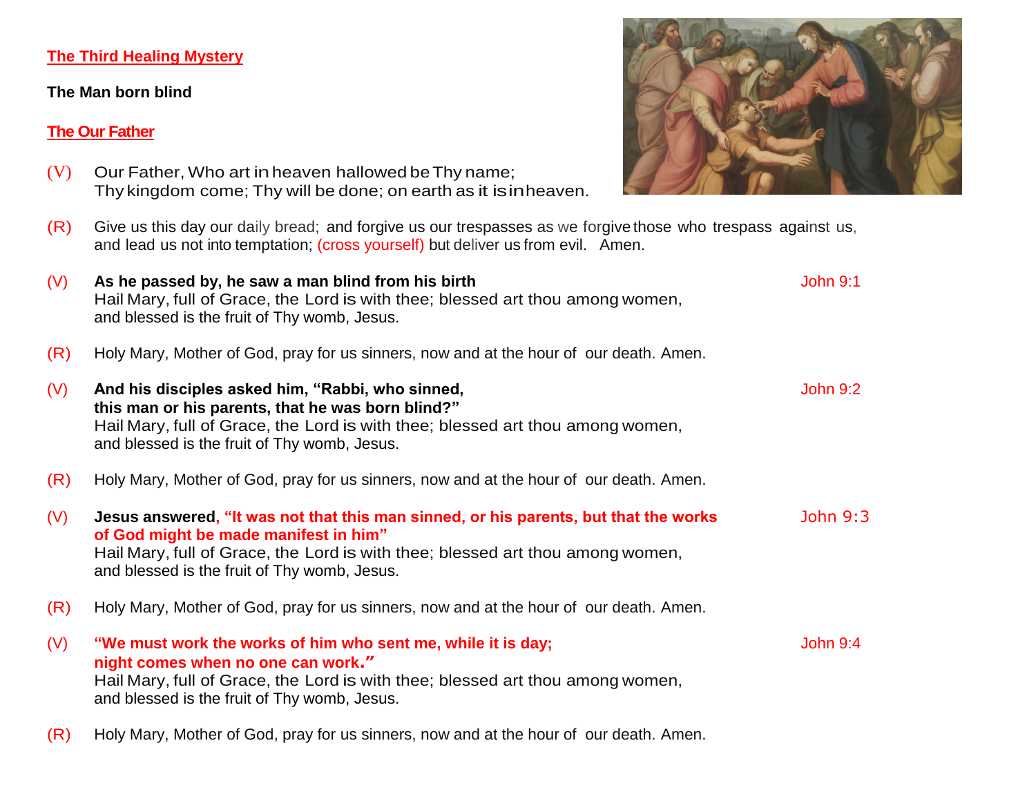**The Third Healing Mystery**

**The Man born blind**

**The Our Father**

(V) Our Father, Who art in heaven hallowed be Thy name;
Thy kingdom come; Thy will be done; on earth as it is in heaven.

(R) Give us this day our daily bread; and forgive us our trespasses as we forgive those who trespass against us, and lead us not into temptation; (cross yourself) but deliver us from evil. Amen.

(V) **As he passed by, he saw a man blind from his birth** — John 9:1
Hail Mary, full of Grace, the Lord is with thee; blessed art thou among women,
and blessed is the fruit of Thy womb, Jesus.

(R) Holy Mary, Mother of God, pray for us sinners, now and at the hour of our death. Amen.

(V) **And his disciples asked him, "Rabbi, who sinned, this man or his parents, that he was born blind?"** — John 9:2
Hail Mary, full of Grace, the Lord is with thee; blessed art thou among women,
and blessed is the fruit of Thy womb, Jesus.

(R) Holy Mary, Mother of God, pray for us sinners, now and at the hour of our death. Amen.

(V) **Jesus answered, "It was not that this man sinned, or his parents, but that the works of God might be made manifest in him"** — John 9:3
Hail Mary, full of Grace, the Lord is with thee; blessed art thou among women,
and blessed is the fruit of Thy womb, Jesus.

(R) Holy Mary, Mother of God, pray for us sinners, now and at the hour of our death. Amen.

(V) **"We must work the works of him who sent me, while it is day; night comes when no one can work."** — John 9:4
Hail Mary, full of Grace, the Lord is with thee; blessed art thou among women,
and blessed is the fruit of Thy womb, Jesus.

(R) Holy Mary, Mother of God, pray for us sinners, now and at the hour of our death. Amen.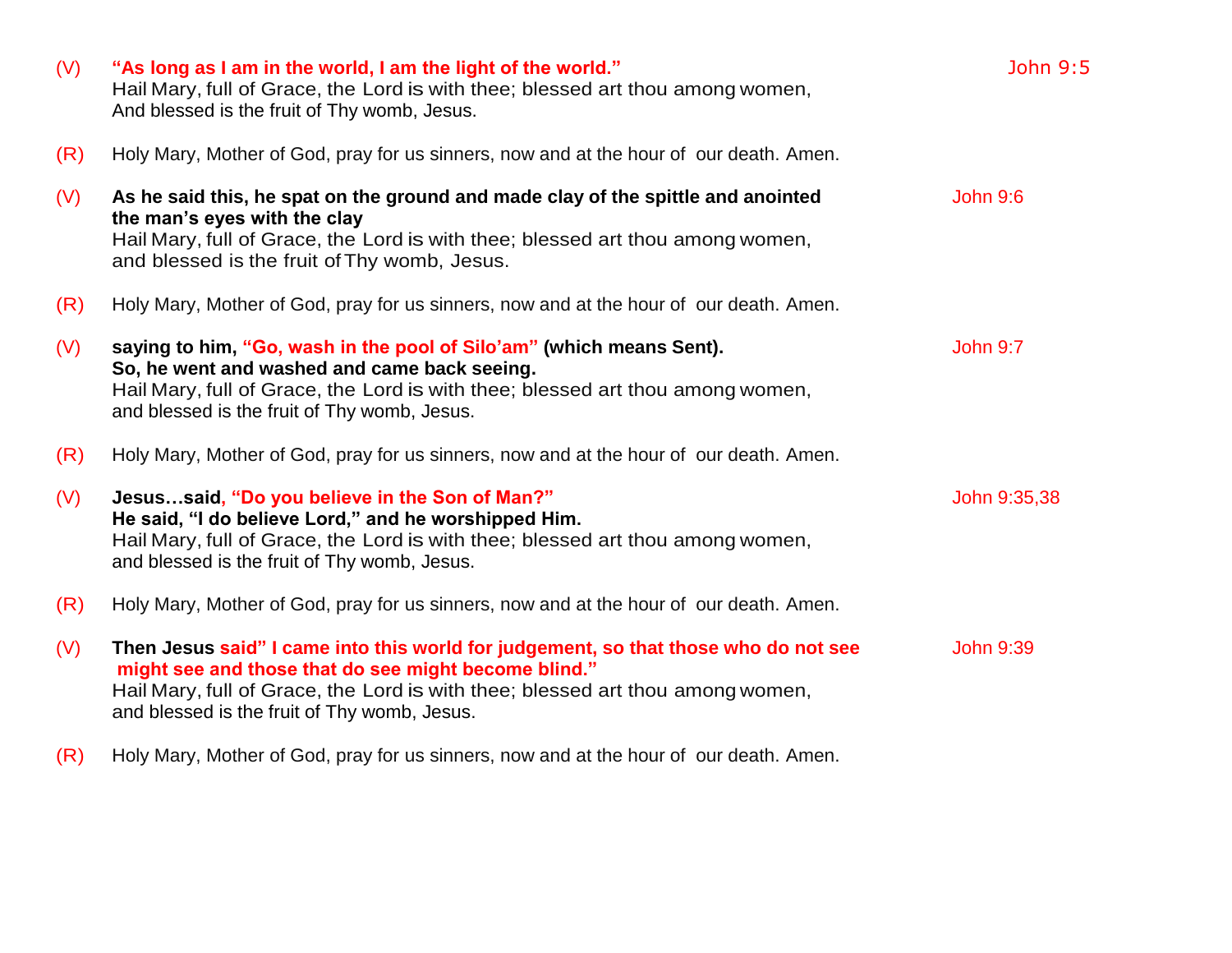(V) **"As long as I am in the world, I am the light of the world."** John 9:5
Hail Mary, full of Grace, the Lord is with thee; blessed art thou among women,
And blessed is the fruit of Thy womb, Jesus.

(R) Holy Mary, Mother of God, pray for us sinners, now and at the hour of our death. Amen.

(V) **As he said this, he spat on the ground and made clay of the spittle and anointed the man's eyes with the clay** John 9:6
Hail Mary, full of Grace, the Lord is with thee; blessed art thou among women,
and blessed is the fruit of Thy womb, Jesus.

(R) Holy Mary, Mother of God, pray for us sinners, now and at the hour of our death. Amen.

(V) **saying to him, "Go, wash in the pool of Silo'am" (which means Sent).** John 9:7
**So, he went and washed and came back seeing.**
Hail Mary, full of Grace, the Lord is with thee; blessed art thou among women,
and blessed is the fruit of Thy womb, Jesus.

(R) Holy Mary, Mother of God, pray for us sinners, now and at the hour of our death. Amen.

(V) **Jesus…said, "Do you believe in the Son of Man?"** John 9:35,38
**He said, "I do believe Lord," and he worshipped Him.**
Hail Mary, full of Grace, the Lord is with thee; blessed art thou among women,
and blessed is the fruit of Thy womb, Jesus.

(R) Holy Mary, Mother of God, pray for us sinners, now and at the hour of our death. Amen.

(V) **Then Jesus said" I came into this world for judgement, so that those who do not see might see and those that do see might become blind."** John 9:39
Hail Mary, full of Grace, the Lord is with thee; blessed art thou among women,
and blessed is the fruit of Thy womb, Jesus.

(R) Holy Mary, Mother of God, pray for us sinners, now and at the hour of our death. Amen.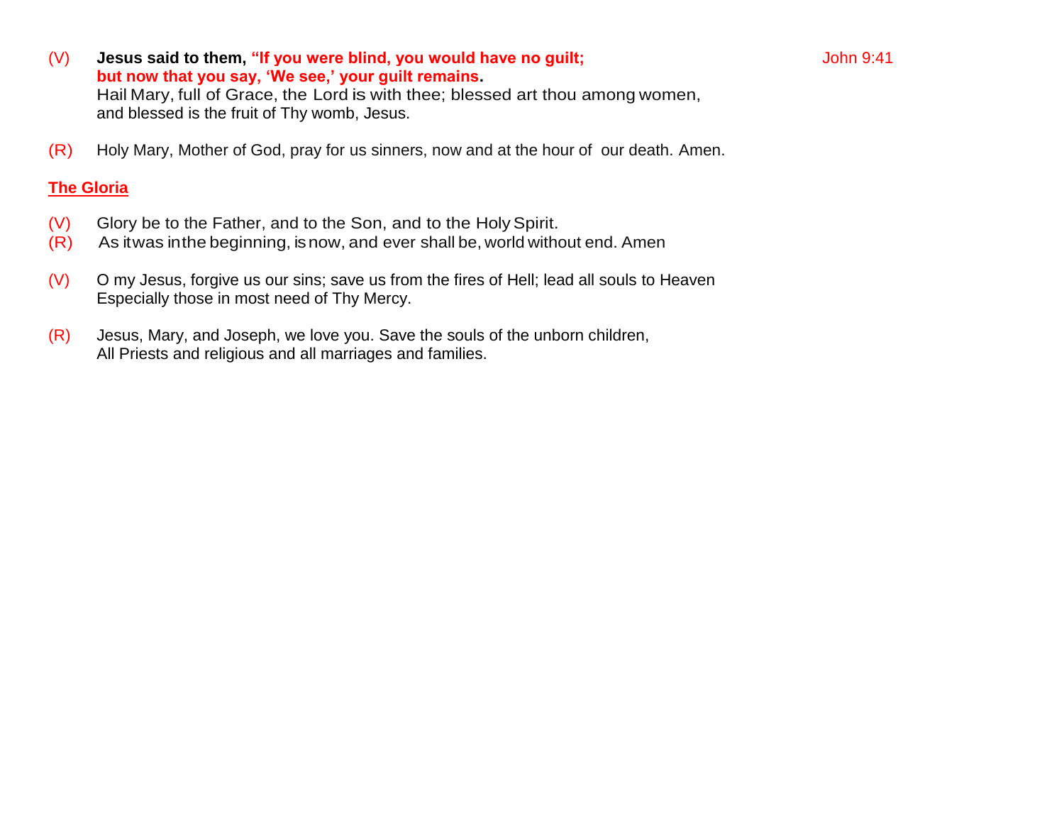(V) **Jesus said to them, "If you were blind, you would have no guilt; but now that you say, 'We see,' your guilt remains.** John 9:41
Hail Mary, full of Grace, the Lord is with thee; blessed art thou among women, and blessed is the fruit of Thy womb, Jesus.

(R) Holy Mary, Mother of God, pray for us sinners, now and at the hour of our death. Amen.

**The Gloria**

(V) Glory be to the Father, and to the Son, and to the Holy Spirit.
(R) As itwas inthe beginning, is now, and ever shall be, world without end. Amen

(V) O my Jesus, forgive us our sins; save us from the fires of Hell; lead all souls to Heaven Especially those in most need of Thy Mercy.

(R) Jesus, Mary, and Joseph, we love you. Save the souls of the unborn children, All Priests and religious and all marriages and families.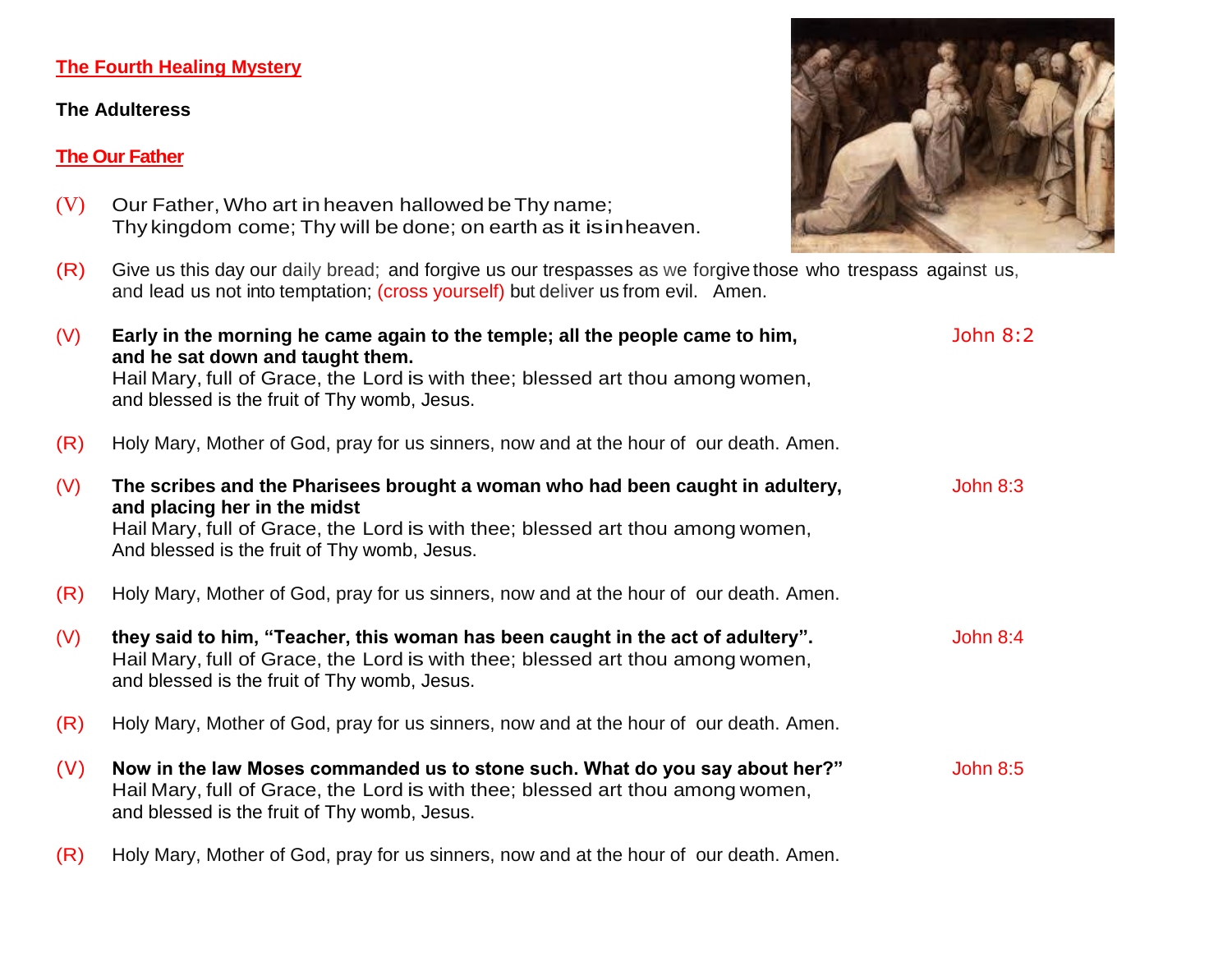## The Fourth Healing Mystery

**The Adulteress**

### The Our Father

(V) Our Father, Who art in heaven hallowed be Thy name;
Thy kingdom come; Thy will be done; on earth as it is in heaven.

(R) Give us this day our daily bread; and forgive us our trespasses as we forgive those who trespass against us,
and lead us not into temptation; (cross yourself) but deliver us from evil. Amen.

(V) **Early in the morning he came again to the temple; all the people came to him, and he sat down and taught them.** John 8:2
Hail Mary, full of Grace, the Lord is with thee; blessed art thou among women,
and blessed is the fruit of Thy womb, Jesus.

(R) Holy Mary, Mother of God, pray for us sinners, now and at the hour of our death. Amen.

(V) **The scribes and the Pharisees brought a woman who had been caught in adultery, and placing her in the midst** John 8:3
Hail Mary, full of Grace, the Lord is with thee; blessed art thou among women,
And blessed is the fruit of Thy womb, Jesus.

(R) Holy Mary, Mother of God, pray for us sinners, now and at the hour of our death. Amen.

(V) **they said to him, "Teacher, this woman has been caught in the act of adultery".** John 8:4
Hail Mary, full of Grace, the Lord is with thee; blessed art thou among women,
and blessed is the fruit of Thy womb, Jesus.

(R) Holy Mary, Mother of God, pray for us sinners, now and at the hour of our death. Amen.

(V) **Now in the law Moses commanded us to stone such. What do you say about her?"** John 8:5
Hail Mary, full of Grace, the Lord is with thee; blessed art thou among women,
and blessed is the fruit of Thy womb, Jesus.

(R) Holy Mary, Mother of God, pray for us sinners, now and at the hour of our death. Amen.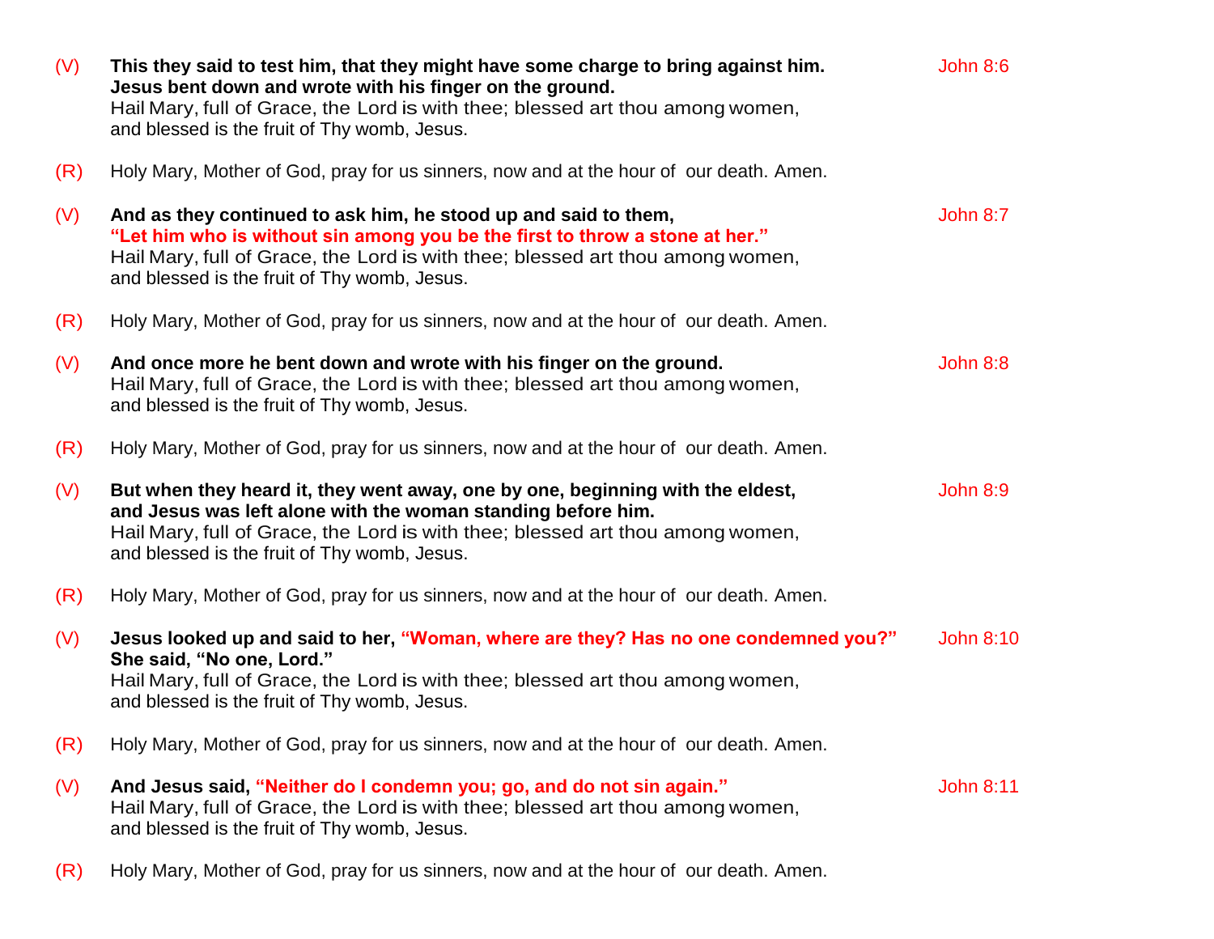(V) **This they said to test him, that they might have some charge to bring against him. Jesus bent down and wrote with his finger on the ground.** John 8:6
Hail Mary, full of Grace, the Lord is with thee; blessed art thou among women, and blessed is the fruit of Thy womb, Jesus.

(R) Holy Mary, Mother of God, pray for us sinners, now and at the hour of our death. Amen.

(V) **And as they continued to ask him, he stood up and said to them, "Let him who is without sin among you be the first to throw a stone at her."** John 8:7
Hail Mary, full of Grace, the Lord is with thee; blessed art thou among women, and blessed is the fruit of Thy womb, Jesus.

(R) Holy Mary, Mother of God, pray for us sinners, now and at the hour of our death. Amen.

(V) **And once more he bent down and wrote with his finger on the ground.** John 8:8
Hail Mary, full of Grace, the Lord is with thee; blessed art thou among women, and blessed is the fruit of Thy womb, Jesus.

(R) Holy Mary, Mother of God, pray for us sinners, now and at the hour of our death. Amen.

(V) **But when they heard it, they went away, one by one, beginning with the eldest, and Jesus was left alone with the woman standing before him.** John 8:9
Hail Mary, full of Grace, the Lord is with thee; blessed art thou among women, and blessed is the fruit of Thy womb, Jesus.

(R) Holy Mary, Mother of God, pray for us sinners, now and at the hour of our death. Amen.

(V) **Jesus looked up and said to her, "Woman, where are they? Has no one condemned you?" She said, "No one, Lord."** John 8:10
Hail Mary, full of Grace, the Lord is with thee; blessed art thou among women, and blessed is the fruit of Thy womb, Jesus.

(R) Holy Mary, Mother of God, pray for us sinners, now and at the hour of our death. Amen.

(V) **And Jesus said, "Neither do I condemn you; go, and do not sin again."** John 8:11
Hail Mary, full of Grace, the Lord is with thee; blessed art thou among women, and blessed is the fruit of Thy womb, Jesus.

(R) Holy Mary, Mother of God, pray for us sinners, now and at the hour of our death. Amen.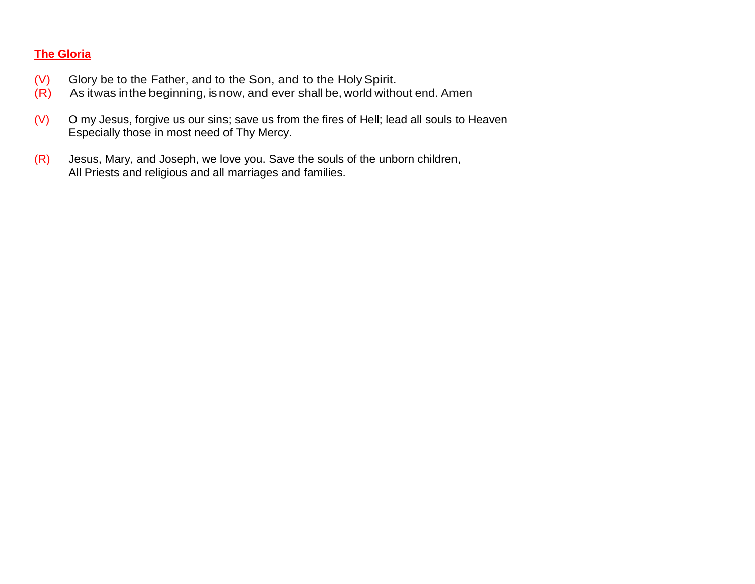**The Gloria**

(V) Glory be to the Father, and to the Son, and to the Holy Spirit.
(R) As it was in the beginning, is now, and ever shall be, world without end. Amen

(V) O my Jesus, forgive us our sins; save us from the fires of Hell; lead all souls to Heaven
Especially those in most need of Thy Mercy.

(R) Jesus, Mary, and Joseph, we love you. Save the souls of the unborn children,
All Priests and religious and all marriages and families.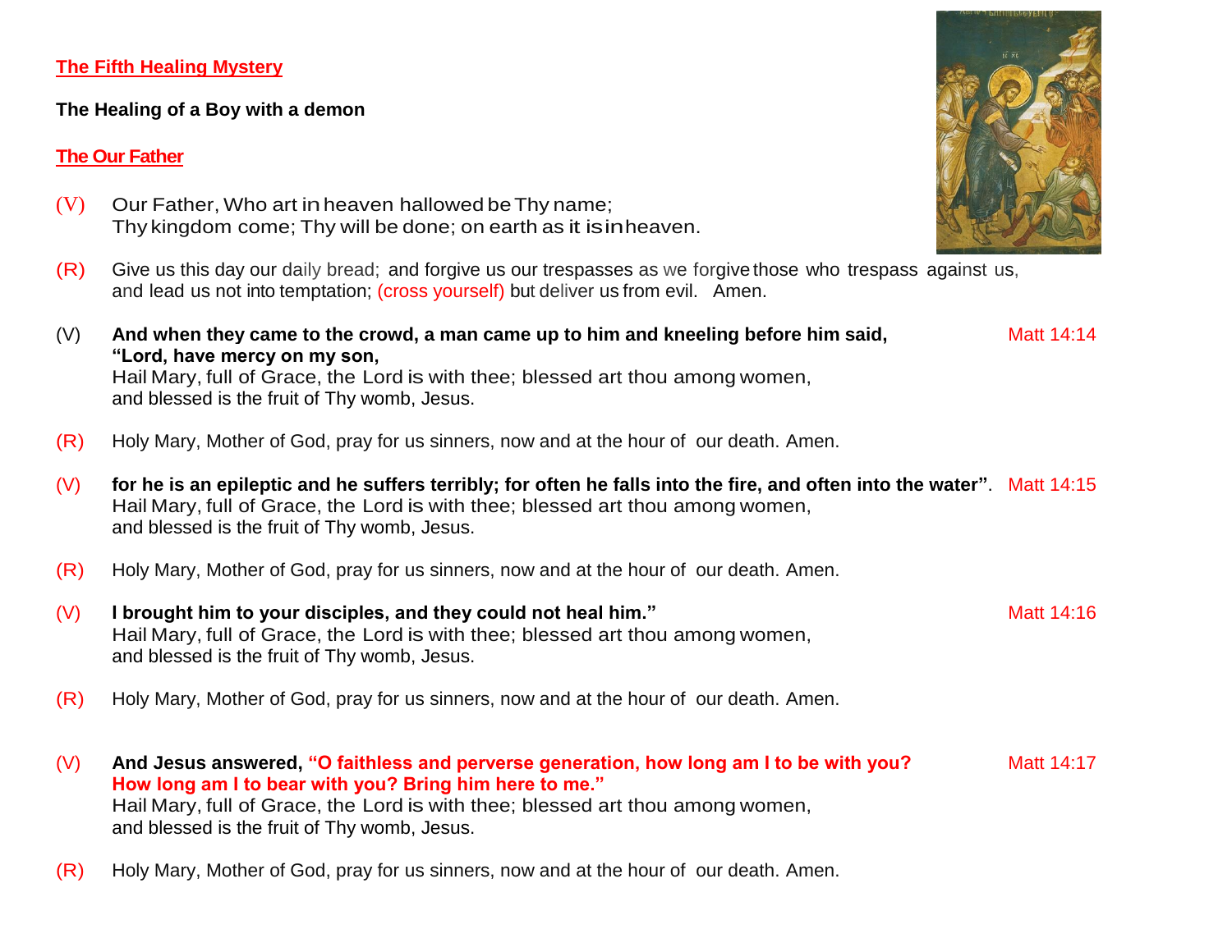**The Fifth Healing Mystery**

**The Healing of a Boy with a demon**

**The Our Father**

(V) Our Father, Who art in heaven hallowed be Thy name;
Thy kingdom come; Thy will be done; on earth as it is in heaven.

(R) Give us this day our daily bread; and forgive us our trespasses as we forgive those who trespass against us,
and lead us not into temptation; (cross yourself) but deliver us from evil. Amen.

(V) **And when they came to the crowd, a man came up to him and kneeling before him said, "Lord, have mercy on my son,** — Matt 14:14
Hail Mary, full of Grace, the Lord is with thee; blessed art thou among women,
and blessed is the fruit of Thy womb, Jesus.

(R) Holy Mary, Mother of God, pray for us sinners, now and at the hour of our death. Amen.

(V) **for he is an epileptic and he suffers terribly; for often he falls into the fire, and often into the water"**. — Matt 14:15
Hail Mary, full of Grace, the Lord is with thee; blessed art thou among women,
and blessed is the fruit of Thy womb, Jesus.

(R) Holy Mary, Mother of God, pray for us sinners, now and at the hour of our death. Amen.

(V) **I brought him to your disciples, and they could not heal him."** — Matt 14:16
Hail Mary, full of Grace, the Lord is with thee; blessed art thou among women,
and blessed is the fruit of Thy womb, Jesus.

(R) Holy Mary, Mother of God, pray for us sinners, now and at the hour of our death. Amen.

(V) **And Jesus answered, "O faithless and perverse generation, how long am I to be with you? How long am I to bear with you? Bring him here to me."** — Matt 14:17
Hail Mary, full of Grace, the Lord is with thee; blessed art thou among women,
and blessed is the fruit of Thy womb, Jesus.

(R) Holy Mary, Mother of God, pray for us sinners, now and at the hour of our death. Amen.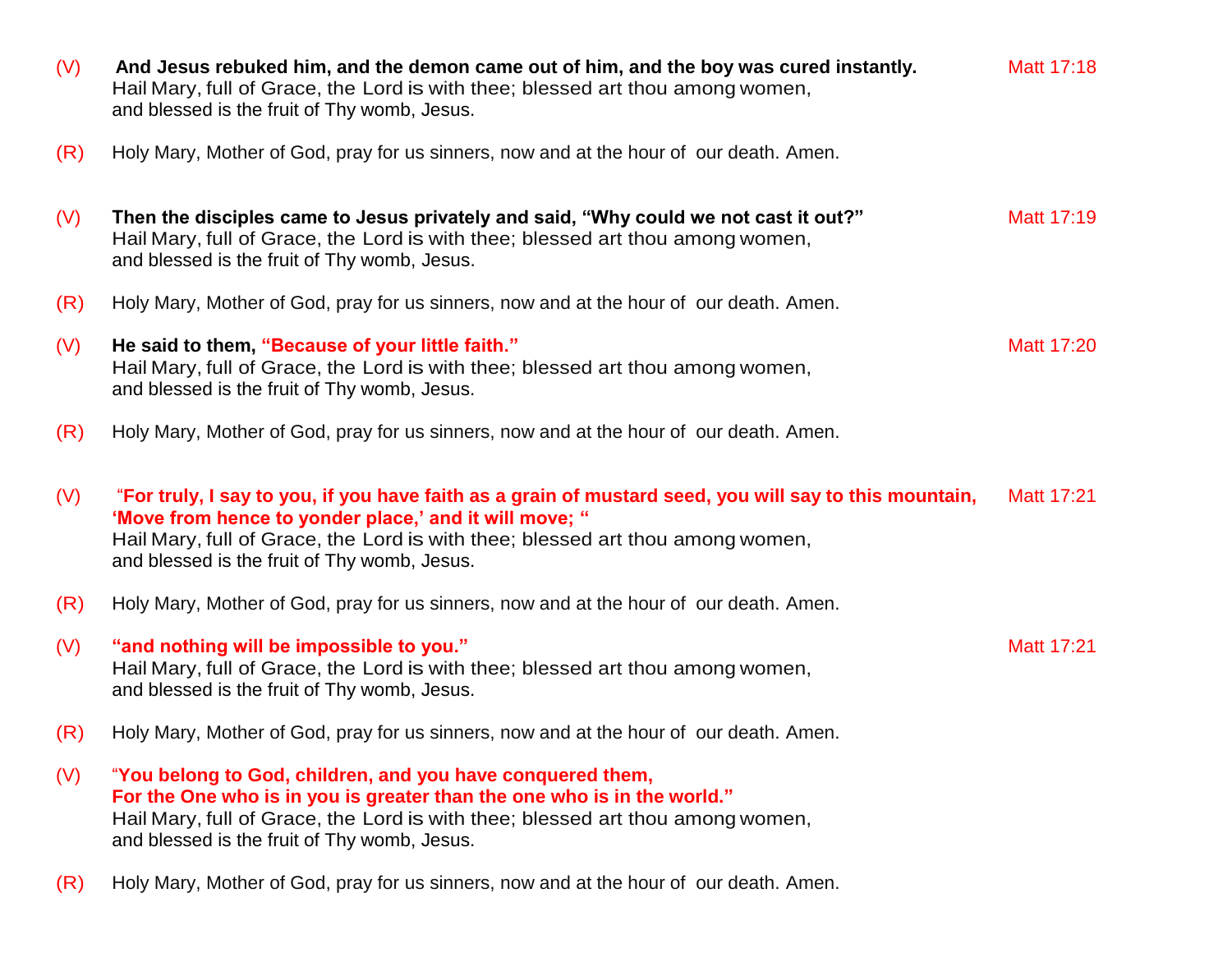(V) **And Jesus rebuked him, and the demon came out of him, and the boy was cured instantly.** Matt 17:18
Hail Mary, full of Grace, the Lord is with thee; blessed art thou among women,
and blessed is the fruit of Thy womb, Jesus.

(R) Holy Mary, Mother of God, pray for us sinners, now and at the hour of our death. Amen.

(V) **Then the disciples came to Jesus privately and said, "Why could we not cast it out?"** Matt 17:19
Hail Mary, full of Grace, the Lord is with thee; blessed art thou among women,
and blessed is the fruit of Thy womb, Jesus.

(R) Holy Mary, Mother of God, pray for us sinners, now and at the hour of our death. Amen.

(V) **He said to them, "Because of your little faith."** Matt 17:20
Hail Mary, full of Grace, the Lord is with thee; blessed art thou among women,
and blessed is the fruit of Thy womb, Jesus.

(R) Holy Mary, Mother of God, pray for us sinners, now and at the hour of our death. Amen.

(V) "**For truly, I say to you, if you have faith as a grain of mustard seed, you will say to this mountain, 'Move from hence to yonder place,' and it will move; "** Matt 17:21
Hail Mary, full of Grace, the Lord is with thee; blessed art thou among women,
and blessed is the fruit of Thy womb, Jesus.

(R) Holy Mary, Mother of God, pray for us sinners, now and at the hour of our death. Amen.

(V) **"and nothing will be impossible to you."** Matt 17:21
Hail Mary, full of Grace, the Lord is with thee; blessed art thou among women,
and blessed is the fruit of Thy womb, Jesus.

(R) Holy Mary, Mother of God, pray for us sinners, now and at the hour of our death. Amen.

(V) "**You belong to God, children, and you have conquered them,
For the One who is in you is greater than the one who is in the world."**
Hail Mary, full of Grace, the Lord is with thee; blessed art thou among women,
and blessed is the fruit of Thy womb, Jesus.

(R) Holy Mary, Mother of God, pray for us sinners, now and at the hour of our death. Amen.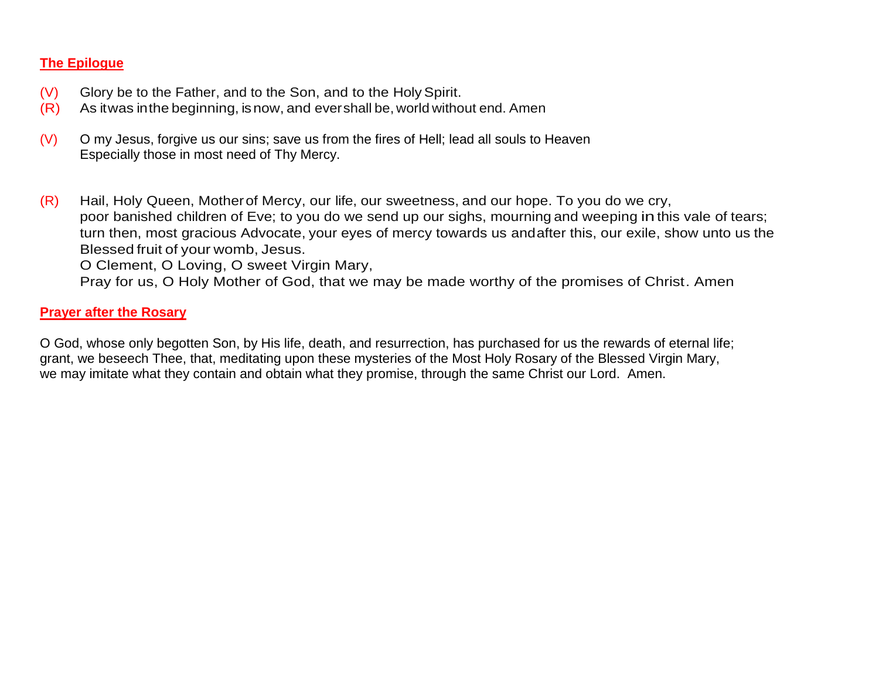## The Epilogue

(V) Glory be to the Father, and to the Son, and to the Holy Spirit.
(R) As itwas inthe beginning, is now, and evershall be, world without end. Amen

(V) O my Jesus, forgive us our sins; save us from the fires of Hell; lead all souls to Heaven
Especially those in most need of Thy Mercy.

(R) Hail, Holy Queen, Motherof Mercy, our life, our sweetness, and our hope. To you do we cry,
poor banished children of Eve; to you do we send up our sighs, mourning and weeping in this vale of tears;
turn then, most gracious Advocate, your eyes of mercy towards us andafter this, our exile, show unto us the
Blessed fruit of your womb, Jesus.
O Clement, O Loving, O sweet Virgin Mary,
Pray for us, O Holy Mother of God, that we may be made worthy of the promises of Christ. Amen

## Prayer after the Rosary

O God, whose only begotten Son, by His life, death, and resurrection, has purchased for us the rewards of eternal life;
grant, we beseech Thee, that, meditating upon these mysteries of the Most Holy Rosary of the Blessed Virgin Mary,
we may imitate what they contain and obtain what they promise, through the same Christ our Lord. Amen.